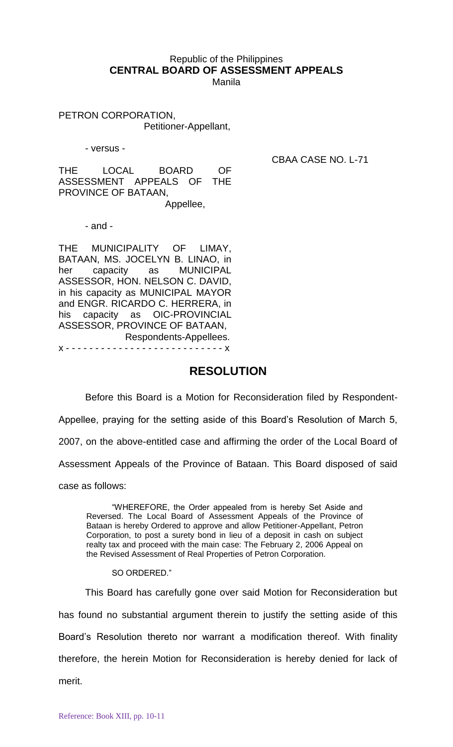Republic of the Philippines
**CENTRAL BOARD OF ASSESSMENT APPEALS**
Manila

PETRON CORPORATION,
Petitioner-Appellant,

- versus -

CBAA CASE NO. L-71

THE LOCAL BOARD OF ASSESSMENT APPEALS OF THE PROVINCE OF BATAAN,
Appellee,

- and -

THE MUNICIPALITY OF LIMAY, BATAAN, MS. JOCELYN B. LINAO, in her capacity as MUNICIPAL ASSESSOR, HON. NELSON C. DAVID, in his capacity as MUNICIPAL MAYOR and ENGR. RICARDO C. HERRERA, in his capacity as OIC-PROVINCIAL ASSESSOR, PROVINCE OF BATAAN,
Respondents-Appellees.

x - - - - - - - - - - - - - - - - - - - - - - - - - - x

## RESOLUTION

Before this Board is a Motion for Reconsideration filed by Respondent-Appellee, praying for the setting aside of this Board's Resolution of March 5, 2007, on the above-entitled case and affirming the order of the Local Board of Assessment Appeals of the Province of Bataan. This Board disposed of said case as follows:

> "WHEREFORE, the Order appealed from is hereby Set Aside and Reversed. The Local Board of Assessment Appeals of the Province of Bataan is hereby Ordered to approve and allow Petitioner-Appellant, Petron Corporation, to post a surety bond in lieu of a deposit in cash on subject realty tax and proceed with the main case: The February 2, 2006 Appeal on the Revised Assessment of Real Properties of Petron Corporation.
>
> SO ORDERED."

This Board has carefully gone over said Motion for Reconsideration but has found no substantial argument therein to justify the setting aside of this Board's Resolution thereto nor warrant a modification thereof. With finality therefore, the herein Motion for Reconsideration is hereby denied for lack of merit.

Reference: Book XIII, pp. 10-11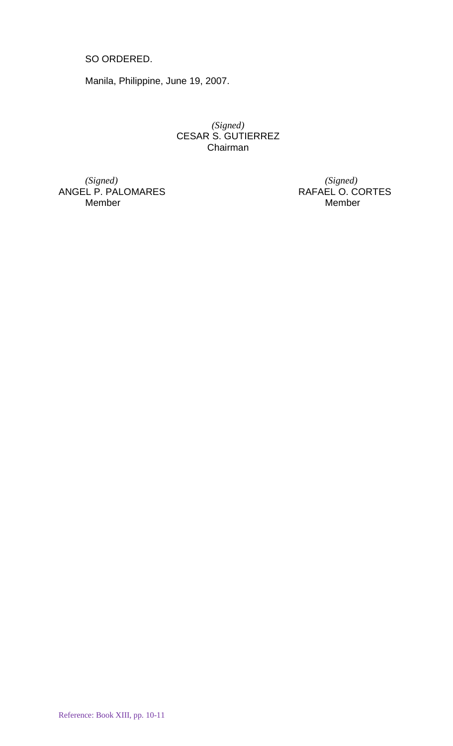SO ORDERED.

Manila, Philippine, June 19, 2007.

*(Signed)*
CESAR S. GUTIERREZ
Chairman

*(Signed)*
ANGEL P. PALOMARES
Member

*(Signed)*
RAFAEL O. CORTES
Member

Reference: Book XIII, pp. 10-11